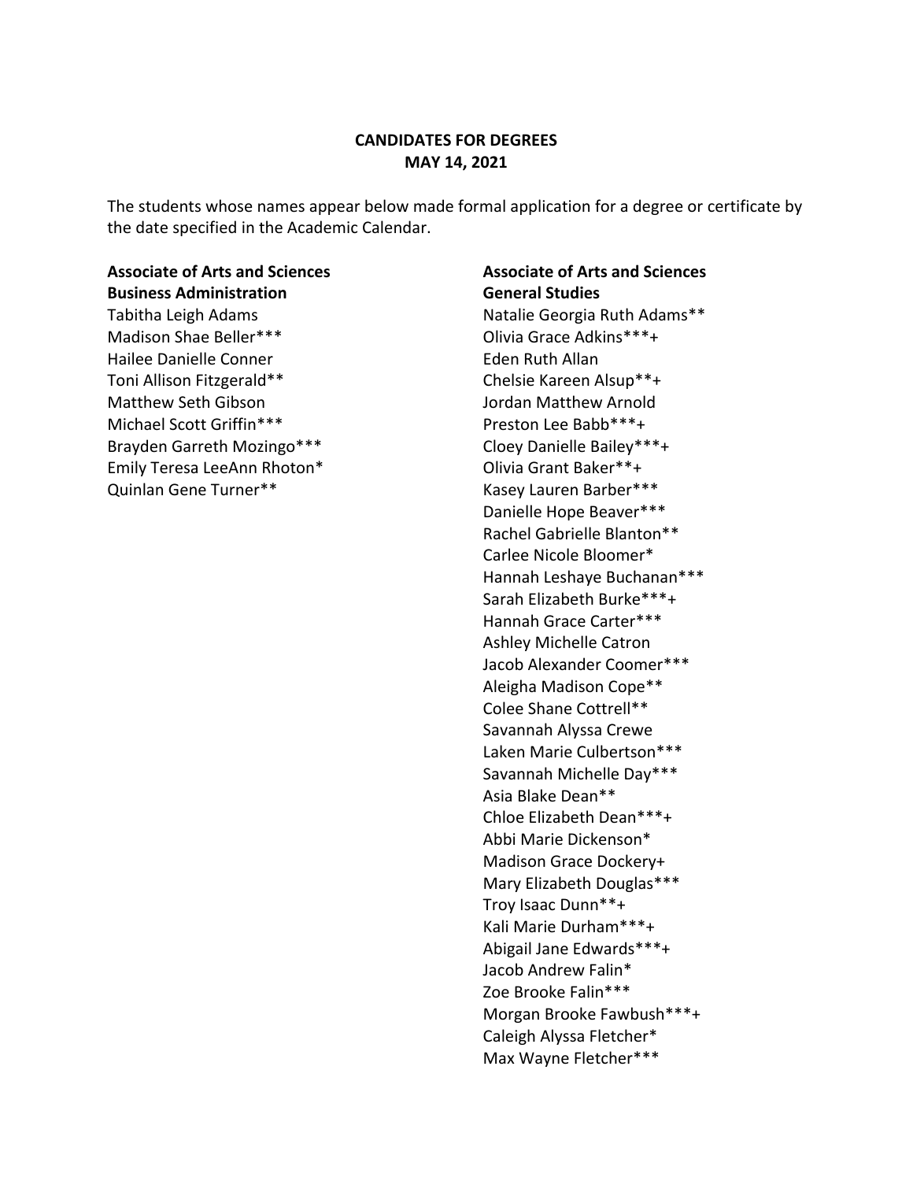**CANDIDATES FOR DEGREES**
**MAY 14, 2021**

The students whose names appear below made formal application for a degree or certificate by the date specified in the Academic Calendar.

**Associate of Arts and Sciences**
**Business Administration**

Tabitha Leigh Adams
Madison Shae Beller***
Hailee Danielle Conner
Toni Allison Fitzgerald**
Matthew Seth Gibson
Michael Scott Griffin***
Brayden Garreth Mozingo***
Emily Teresa LeeAnn Rhoton*
Quinlan Gene Turner**

**Associate of Arts and Sciences**
**General Studies**

Natalie Georgia Ruth Adams**
Olivia Grace Adkins***+
Eden Ruth Allan
Chelsie Kareen Alsup**+
Jordan Matthew Arnold
Preston Lee Babb***+
Cloey Danielle Bailey***+
Olivia Grant Baker**+
Kasey Lauren Barber***
Danielle Hope Beaver***
Rachel Gabrielle Blanton**
Carlee Nicole Bloomer*
Hannah Leshaye Buchanan***
Sarah Elizabeth Burke***+
Hannah Grace Carter***
Ashley Michelle Catron
Jacob Alexander Coomer***
Aleigha Madison Cope**
Colee Shane Cottrell**
Savannah Alyssa Crewe
Laken Marie Culbertson***
Savannah Michelle Day***
Asia Blake Dean**
Chloe Elizabeth Dean***+
Abbi Marie Dickenson*
Madison Grace Dockery+
Mary Elizabeth Douglas***
Troy Isaac Dunn**+
Kali Marie Durham***+
Abigail Jane Edwards***+
Jacob Andrew Falin*
Zoe Brooke Falin***
Morgan Brooke Fawbush***+
Caleigh Alyssa Fletcher*
Max Wayne Fletcher***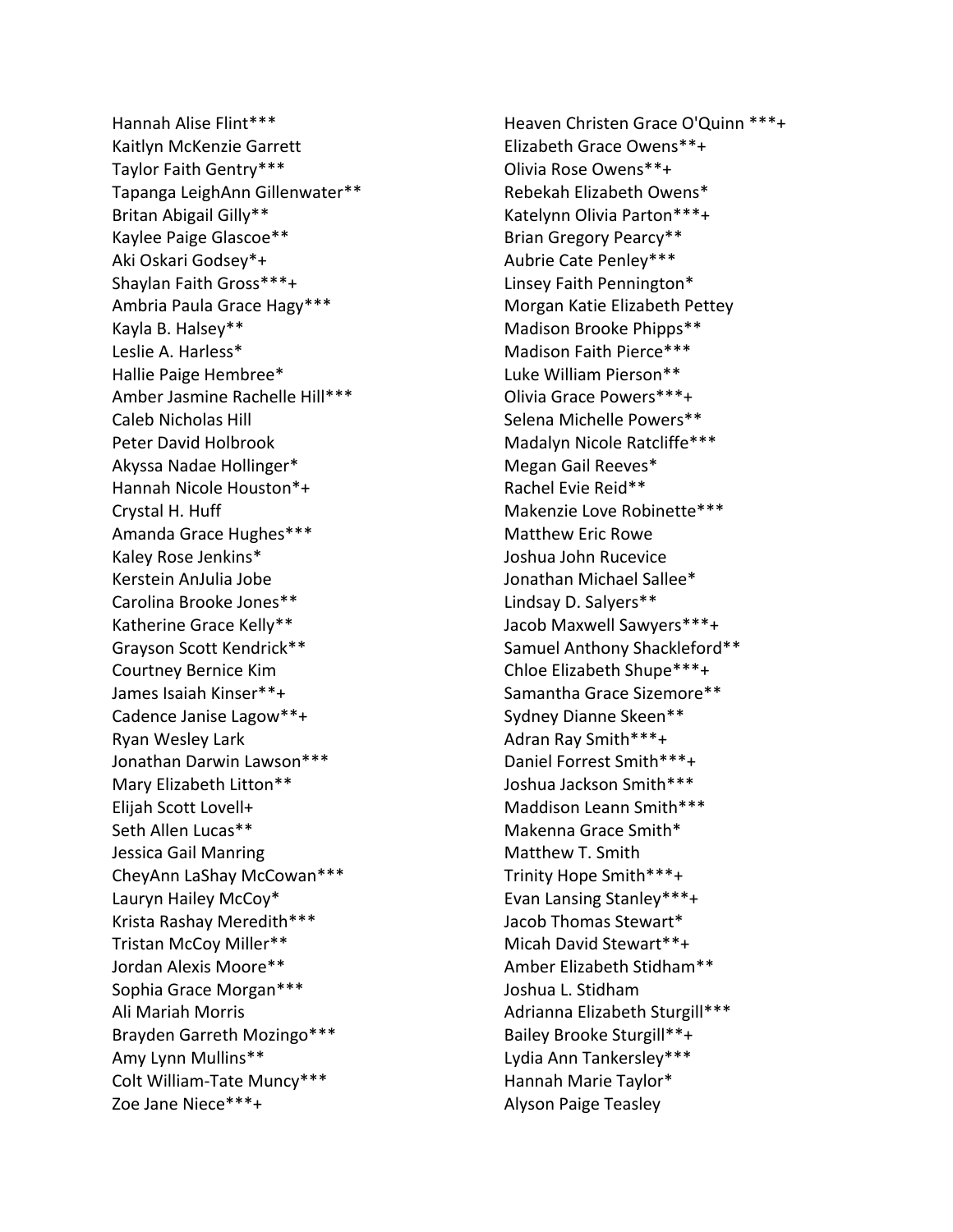Hannah Alise Flint***
Kaitlyn McKenzie Garrett
Taylor Faith Gentry***
Tapanga LeighAnn Gillenwater**
Britan Abigail Gilly**
Kaylee Paige Glascoe**
Aki Oskari Godsey*+
Shaylan Faith Gross***+
Ambria Paula Grace Hagy***
Kayla B. Halsey**
Leslie A. Harless*
Hallie Paige Hembree*
Amber Jasmine Rachelle Hill***
Caleb Nicholas Hill
Peter David Holbrook
Akyssa Nadae Hollinger*
Hannah Nicole Houston*+
Crystal H. Huff
Amanda Grace Hughes***
Kaley Rose Jenkins*
Kerstein AnJulia Jobe
Carolina Brooke Jones**
Katherine Grace Kelly**
Grayson Scott Kendrick**
Courtney Bernice Kim
James Isaiah Kinser**+
Cadence Janise Lagow**+
Ryan Wesley Lark
Jonathan Darwin Lawson***
Mary Elizabeth Litton**
Elijah Scott Lovell+
Seth Allen Lucas**
Jessica Gail Manring
CheyAnn LaShay McCowan***
Lauryn Hailey McCoy*
Krista Rashay Meredith***
Tristan McCoy Miller**
Jordan Alexis Moore**
Sophia Grace Morgan***
Ali Mariah Morris
Brayden Garreth Mozingo***
Amy Lynn Mullins**
Colt William-Tate Muncy***
Zoe Jane Niece***+
Heaven Christen Grace O'Quinn ***+
Elizabeth Grace Owens**+
Olivia Rose Owens**+
Rebekah Elizabeth Owens*
Katelynn Olivia Parton***+
Brian Gregory Pearcy**
Aubrie Cate Penley***
Linsey Faith Pennington*
Morgan Katie Elizabeth Pettey
Madison Brooke Phipps**
Madison Faith Pierce***
Luke William Pierson**
Olivia Grace Powers***+
Selena Michelle Powers**
Madalyn Nicole Ratcliffe***
Megan Gail Reeves*
Rachel Evie Reid**
Makenzie Love Robinette***
Matthew Eric Rowe
Joshua John Rucevice
Jonathan Michael Sallee*
Lindsay D. Salyers**
Jacob Maxwell Sawyers***+
Samuel Anthony Shackleford**
Chloe Elizabeth Shupe***+
Samantha Grace Sizemore**
Sydney Dianne Skeen**
Adran Ray Smith***+
Daniel Forrest Smith***+
Joshua Jackson Smith***
Maddison Leann Smith***
Makenna Grace Smith*
Matthew T. Smith
Trinity Hope Smith***+
Evan Lansing Stanley***+
Jacob Thomas Stewart*
Micah David Stewart**+
Amber Elizabeth Stidham**
Joshua L. Stidham
Adrianna Elizabeth Sturgill***
Bailey Brooke Sturgill**+
Lydia Ann Tankersley***
Hannah Marie Taylor*
Alyson Paige Teasley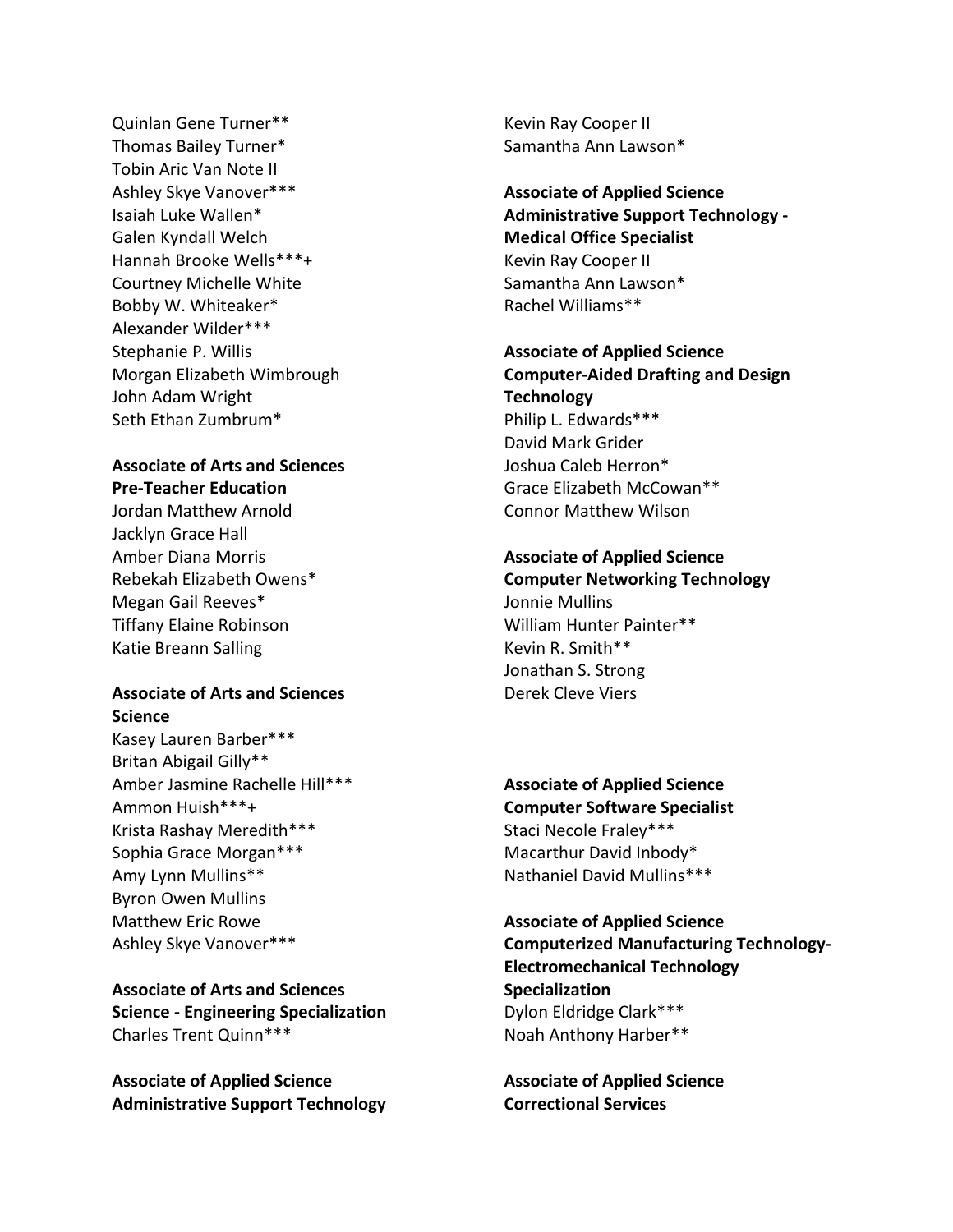Quinlan Gene Turner**
Thomas Bailey Turner*
Tobin Aric Van Note II
Ashley Skye Vanover***
Isaiah Luke Wallen*
Galen Kyndall Welch
Hannah Brooke Wells***+
Courtney Michelle White
Bobby W. Whiteaker*
Alexander Wilder***
Stephanie P. Willis
Morgan Elizabeth Wimbrough
John Adam Wright
Seth Ethan Zumbrum*

**Associate of Arts and Sciences
Pre-Teacher Education**

Jordan Matthew Arnold
Jacklyn Grace Hall
Amber Diana Morris
Rebekah Elizabeth Owens*
Megan Gail Reeves*
Tiffany Elaine Robinson
Katie Breann Salling

**Associate of Arts and Sciences
Science**

Kasey Lauren Barber***
Britan Abigail Gilly**
Amber Jasmine Rachelle Hill***
Ammon Huish***+
Krista Rashay Meredith***
Sophia Grace Morgan***
Amy Lynn Mullins**
Byron Owen Mullins
Matthew Eric Rowe
Ashley Skye Vanover***

**Associate of Arts and Sciences
Science - Engineering Specialization**

Charles Trent Quinn***

**Associate of Applied Science
Administrative Support Technology**

Kevin Ray Cooper II
Samantha Ann Lawson*

**Associate of Applied Science
Administrative Support Technology - Medical Office Specialist**

Kevin Ray Cooper II
Samantha Ann Lawson*
Rachel Williams**

**Associate of Applied Science
Computer-Aided Drafting and Design Technology**

Philip L. Edwards***
David Mark Grider
Joshua Caleb Herron*
Grace Elizabeth McCowan**
Connor Matthew Wilson

**Associate of Applied Science
Computer Networking Technology**

Jonnie Mullins
William Hunter Painter**
Kevin R. Smith**
Jonathan S. Strong
Derek Cleve Viers

**Associate of Applied Science
Computer Software Specialist**

Staci Necole Fraley***
Macarthur David Inbody*
Nathaniel David Mullins***

**Associate of Applied Science
Computerized Manufacturing Technology-Electromechanical Technology Specialization**

Dylon Eldridge Clark***
Noah Anthony Harber**

**Associate of Applied Science
Correctional Services**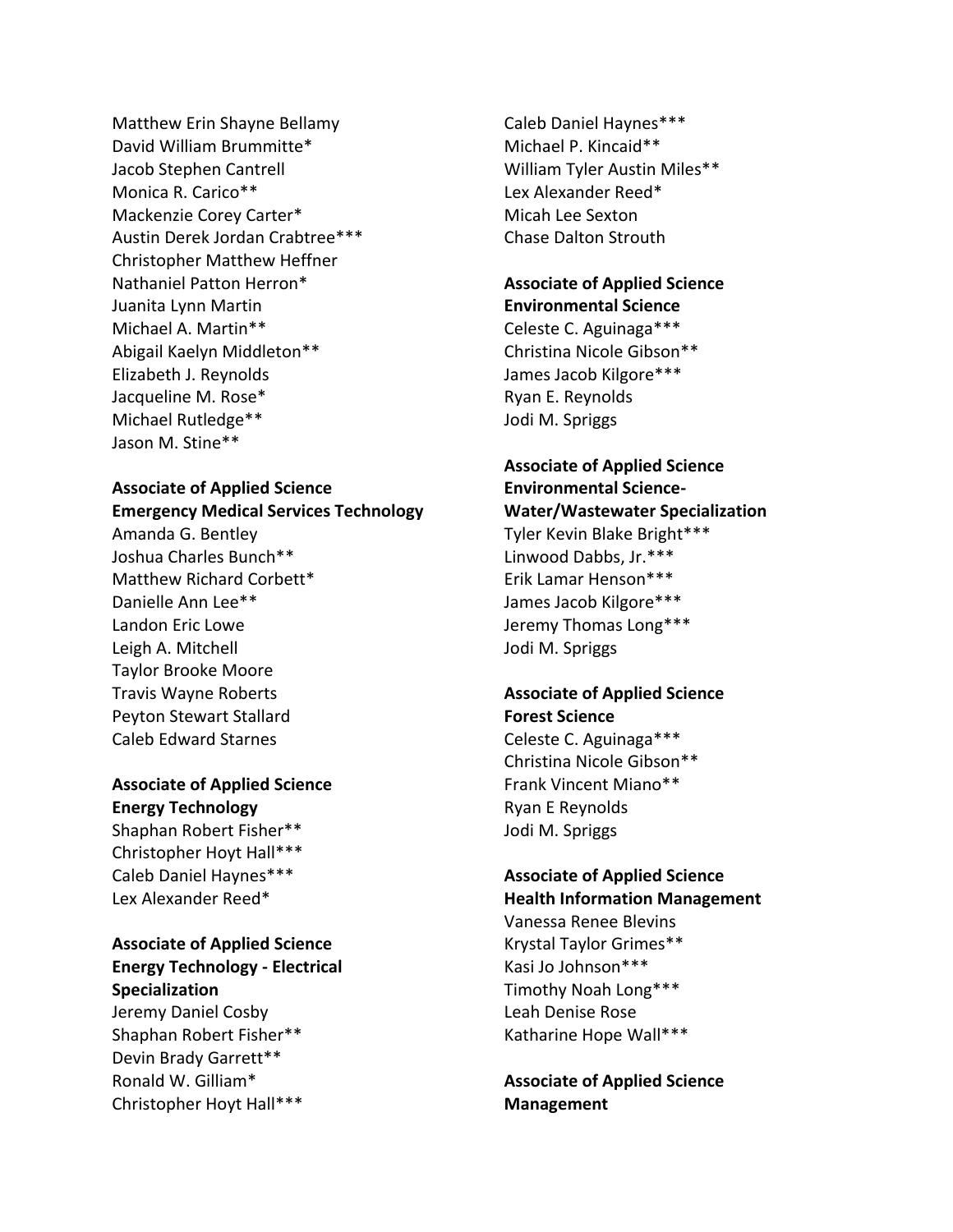Matthew Erin Shayne Bellamy
David William Brummitte*
Jacob Stephen Cantrell
Monica R. Carico**
Mackenzie Corey Carter*
Austin Derek Jordan Crabtree***
Christopher Matthew Heffner
Nathaniel Patton Herron*
Juanita Lynn Martin
Michael A. Martin**
Abigail Kaelyn Middleton**
Elizabeth J. Reynolds
Jacqueline M. Rose*
Michael Rutledge**
Jason M. Stine**

**Associate of Applied Science**
**Emergency Medical Services Technology**

Amanda G. Bentley
Joshua Charles Bunch**
Matthew Richard Corbett*
Danielle Ann Lee**
Landon Eric Lowe
Leigh A. Mitchell
Taylor Brooke Moore
Travis Wayne Roberts
Peyton Stewart Stallard
Caleb Edward Starnes

**Associate of Applied Science**
**Energy Technology**

Shaphan Robert Fisher**
Christopher Hoyt Hall***
Caleb Daniel Haynes***
Lex Alexander Reed*

**Associate of Applied Science**
**Energy Technology - Electrical Specialization**

Jeremy Daniel Cosby
Shaphan Robert Fisher**
Devin Brady Garrett**
Ronald W. Gilliam*
Christopher Hoyt Hall***
Caleb Daniel Haynes***
Michael P. Kincaid**
William Tyler Austin Miles**
Lex Alexander Reed*
Micah Lee Sexton
Chase Dalton Strouth

**Associate of Applied Science**
**Environmental Science**

Celeste C. Aguinaga***
Christina Nicole Gibson**
James Jacob Kilgore***
Ryan E. Reynolds
Jodi M. Spriggs

**Associate of Applied Science**
**Environmental Science-Water/Wastewater Specialization**

Tyler Kevin Blake Bright***
Linwood Dabbs, Jr.***
Erik Lamar Henson***
James Jacob Kilgore***
Jeremy Thomas Long***
Jodi M. Spriggs

**Associate of Applied Science**
**Forest Science**

Celeste C. Aguinaga***
Christina Nicole Gibson**
Frank Vincent Miano**
Ryan E Reynolds
Jodi M. Spriggs

**Associate of Applied Science**
**Health Information Management**

Vanessa Renee Blevins
Krystal Taylor Grimes**
Kasi Jo Johnson***
Timothy Noah Long***
Leah Denise Rose
Katharine Hope Wall***

**Associate of Applied Science**
**Management**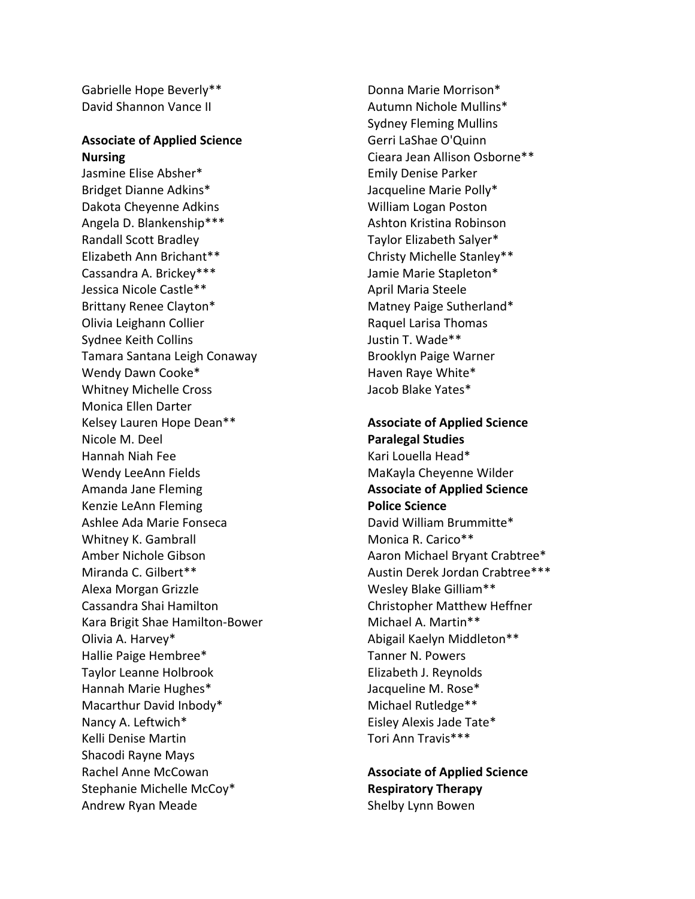Gabrielle Hope Beverly**
David Shannon Vance II

**Associate of Applied Science**
**Nursing**

Jasmine Elise Absher*
Bridget Dianne Adkins*
Dakota Cheyenne Adkins
Angela D. Blankenship***
Randall Scott Bradley
Elizabeth Ann Brichant**
Cassandra A. Brickey***
Jessica Nicole Castle**
Brittany Renee Clayton*
Olivia Leighann Collier
Sydnee Keith Collins
Tamara Santana Leigh Conaway
Wendy Dawn Cooke*
Whitney Michelle Cross
Monica Ellen Darter
Kelsey Lauren Hope Dean**
Nicole M. Deel
Hannah Niah Fee
Wendy LeeAnn Fields
Amanda Jane Fleming
Kenzie LeAnn Fleming
Ashlee Ada Marie Fonseca
Whitney K. Gambrall
Amber Nichole Gibson
Miranda C. Gilbert**
Alexa Morgan Grizzle
Cassandra Shai Hamilton
Kara Brigit Shae Hamilton-Bower
Olivia A. Harvey*
Hallie Paige Hembree*
Taylor Leanne Holbrook
Hannah Marie Hughes*
Macarthur David Inbody*
Nancy A. Leftwich*
Kelli Denise Martin
Shacodi Rayne Mays
Rachel Anne McCowan
Stephanie Michelle McCoy*
Andrew Ryan Meade
Donna Marie Morrison*
Autumn Nichole Mullins*
Sydney Fleming Mullins
Gerri LaShae O'Quinn
Cieara Jean Allison Osborne**
Emily Denise Parker
Jacqueline Marie Polly*
William Logan Poston
Ashton Kristina Robinson
Taylor Elizabeth Salyer*
Christy Michelle Stanley**
Jamie Marie Stapleton*
April Maria Steele
Matney Paige Sutherland*
Raquel Larisa Thomas
Justin T. Wade**
Brooklyn Paige Warner
Haven Raye White*
Jacob Blake Yates*

**Associate of Applied Science**
**Paralegal Studies**

Kari Louella Head*
MaKayla Cheyenne Wilder

**Associate of Applied Science**
**Police Science**

David William Brummitte*
Monica R. Carico**
Aaron Michael Bryant Crabtree*
Austin Derek Jordan Crabtree***
Wesley Blake Gilliam**
Christopher Matthew Heffner
Michael A. Martin**
Abigail Kaelyn Middleton**
Tanner N. Powers
Elizabeth J. Reynolds
Jacqueline M. Rose*
Michael Rutledge**
Eisley Alexis Jade Tate*
Tori Ann Travis***

**Associate of Applied Science**
**Respiratory Therapy**

Shelby Lynn Bowen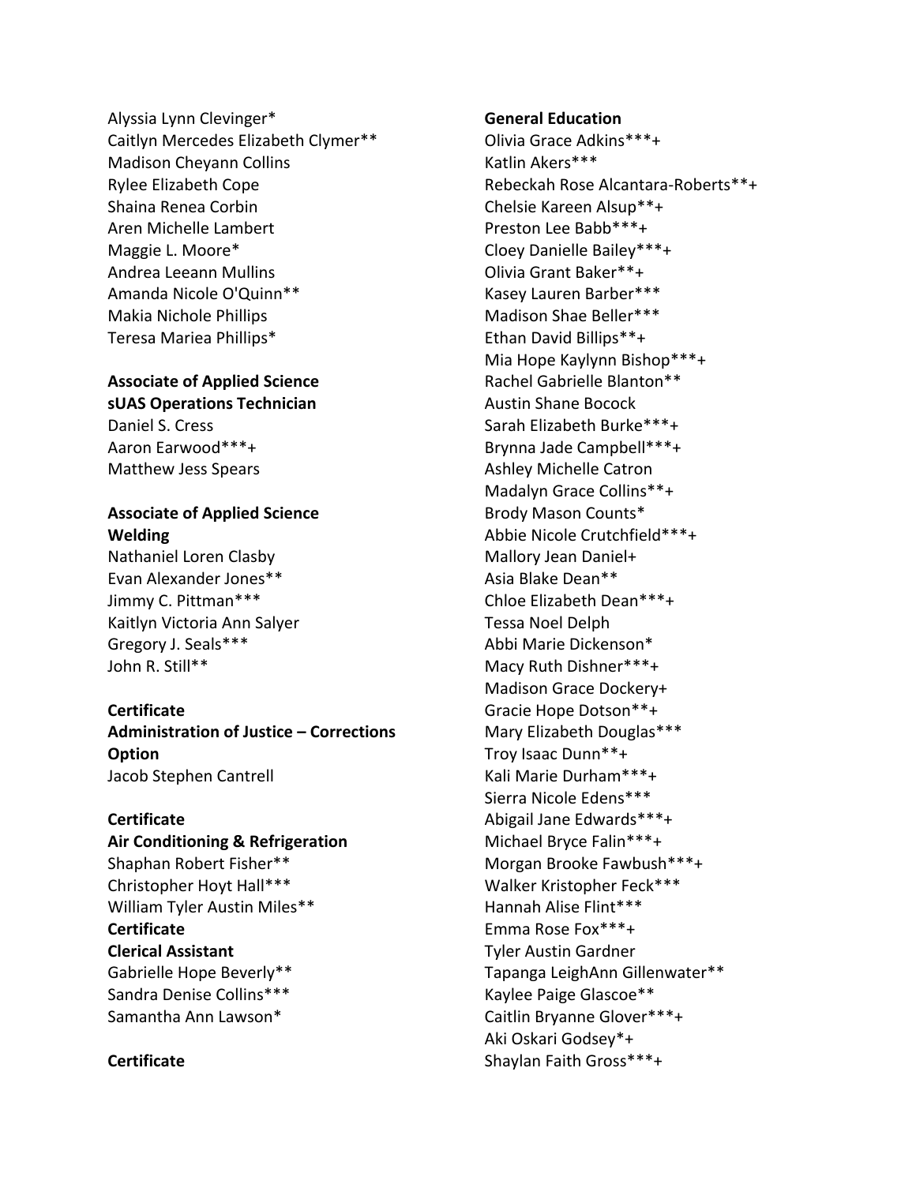Alyssia Lynn Clevinger*
Caitlyn Mercedes Elizabeth Clymer**
Madison Cheyann Collins
Rylee Elizabeth Cope
Shaina Renea Corbin
Aren Michelle Lambert
Maggie L. Moore*
Andrea Leeann Mullins
Amanda Nicole O'Quinn**
Makia Nichole Phillips
Teresa Mariea Phillips*

**Associate of Applied Science**
**sUAS Operations Technician**

Daniel S. Cress
Aaron Earwood***+
Matthew Jess Spears

**Associate of Applied Science**
**Welding**

Nathaniel Loren Clasby
Evan Alexander Jones**
Jimmy C. Pittman***
Kaitlyn Victoria Ann Salyer
Gregory J. Seals***
John R. Still**

**Certificate**
**Administration of Justice – Corrections Option**

Jacob Stephen Cantrell

**Certificate**
**Air Conditioning & Refrigeration**

Shaphan Robert Fisher**
Christopher Hoyt Hall***
William Tyler Austin Miles**

**Certificate**
**Clerical Assistant**

Gabrielle Hope Beverly**
Sandra Denise Collins***
Samantha Ann Lawson*

**Certificate**

**General Education**

Olivia Grace Adkins***+
Katlin Akers***
Rebeckah Rose Alcantara-Roberts**+
Chelsie Kareen Alsup**+
Preston Lee Babb***+
Cloey Danielle Bailey***+
Olivia Grant Baker**+
Kasey Lauren Barber***
Madison Shae Beller***
Ethan David Billips**+
Mia Hope Kaylynn Bishop***+
Rachel Gabrielle Blanton**
Austin Shane Bocock
Sarah Elizabeth Burke***+
Brynna Jade Campbell***+
Ashley Michelle Catron
Madalyn Grace Collins**+
Brody Mason Counts*
Abbie Nicole Crutchfield***+
Mallory Jean Daniel+
Asia Blake Dean**
Chloe Elizabeth Dean***+
Tessa Noel Delph
Abbi Marie Dickenson*
Macy Ruth Dishner***+
Madison Grace Dockery+
Gracie Hope Dotson**+
Mary Elizabeth Douglas***
Troy Isaac Dunn**+
Kali Marie Durham***+
Sierra Nicole Edens***
Abigail Jane Edwards***+
Michael Bryce Falin***+
Morgan Brooke Fawbush***+
Walker Kristopher Feck***
Hannah Alise Flint***
Emma Rose Fox***+
Tyler Austin Gardner
Tapanga LeighAnn Gillenwater**
Kaylee Paige Glascoe**
Caitlin Bryanne Glover***+
Aki Oskari Godsey*+
Shaylan Faith Gross***+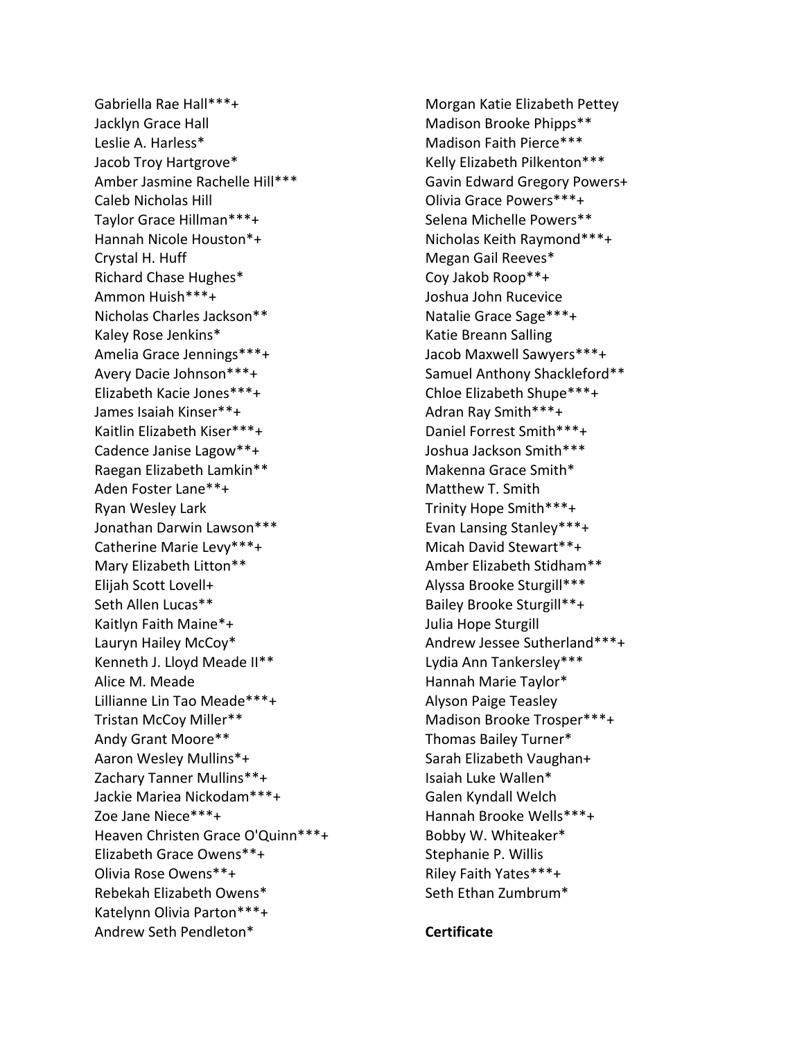Gabriella Rae Hall***+
Jacklyn Grace Hall
Leslie A. Harless*
Jacob Troy Hartgrove*
Amber Jasmine Rachelle Hill***
Caleb Nicholas Hill
Taylor Grace Hillman***+
Hannah Nicole Houston*+
Crystal H. Huff
Richard Chase Hughes*
Ammon Huish***+
Nicholas Charles Jackson**
Kaley Rose Jenkins*
Amelia Grace Jennings***+
Avery Dacie Johnson***+
Elizabeth Kacie Jones***+
James Isaiah Kinser**+
Kaitlin Elizabeth Kiser***+
Cadence Janise Lagow**+
Raegan Elizabeth Lamkin**
Aden Foster Lane**+
Ryan Wesley Lark
Jonathan Darwin Lawson***
Catherine Marie Levy***+
Mary Elizabeth Litton**
Elijah Scott Lovell+
Seth Allen Lucas**
Kaitlyn Faith Maine*+
Lauryn Hailey McCoy*
Kenneth J. Lloyd Meade II**
Alice M. Meade
Lillianne Lin Tao Meade***+
Tristan McCoy Miller**
Andy Grant Moore**
Aaron Wesley Mullins*+
Zachary Tanner Mullins**+
Jackie Mariea Nickodam***+
Zoe Jane Niece***+
Heaven Christen Grace O'Quinn***+
Elizabeth Grace Owens**+
Olivia Rose Owens**+
Rebekah Elizabeth Owens*
Katelynn Olivia Parton***+
Andrew Seth Pendleton*
Morgan Katie Elizabeth Pettey
Madison Brooke Phipps**
Madison Faith Pierce***
Kelly Elizabeth Pilkenton***
Gavin Edward Gregory Powers+
Olivia Grace Powers***+
Selena Michelle Powers**
Nicholas Keith Raymond***+
Megan Gail Reeves*
Coy Jakob Roop**+
Joshua John Rucevice
Natalie Grace Sage***+
Katie Breann Salling
Jacob Maxwell Sawyers***+
Samuel Anthony Shackleford**
Chloe Elizabeth Shupe***+
Adran Ray Smith***+
Daniel Forrest Smith***+
Joshua Jackson Smith***
Makenna Grace Smith*
Matthew T. Smith
Trinity Hope Smith***+
Evan Lansing Stanley***+
Micah David Stewart**+
Amber Elizabeth Stidham**
Alyssa Brooke Sturgill***
Bailey Brooke Sturgill**+
Julia Hope Sturgill
Andrew Jessee Sutherland***+
Lydia Ann Tankersley***
Hannah Marie Taylor*
Alyson Paige Teasley
Madison Brooke Trosper***+
Thomas Bailey Turner*
Sarah Elizabeth Vaughan+
Isaiah Luke Wallen*
Galen Kyndall Welch
Hannah Brooke Wells***+
Bobby W. Whiteaker*
Stephanie P. Willis
Riley Faith Yates***+
Seth Ethan Zumbrum*

**Certificate**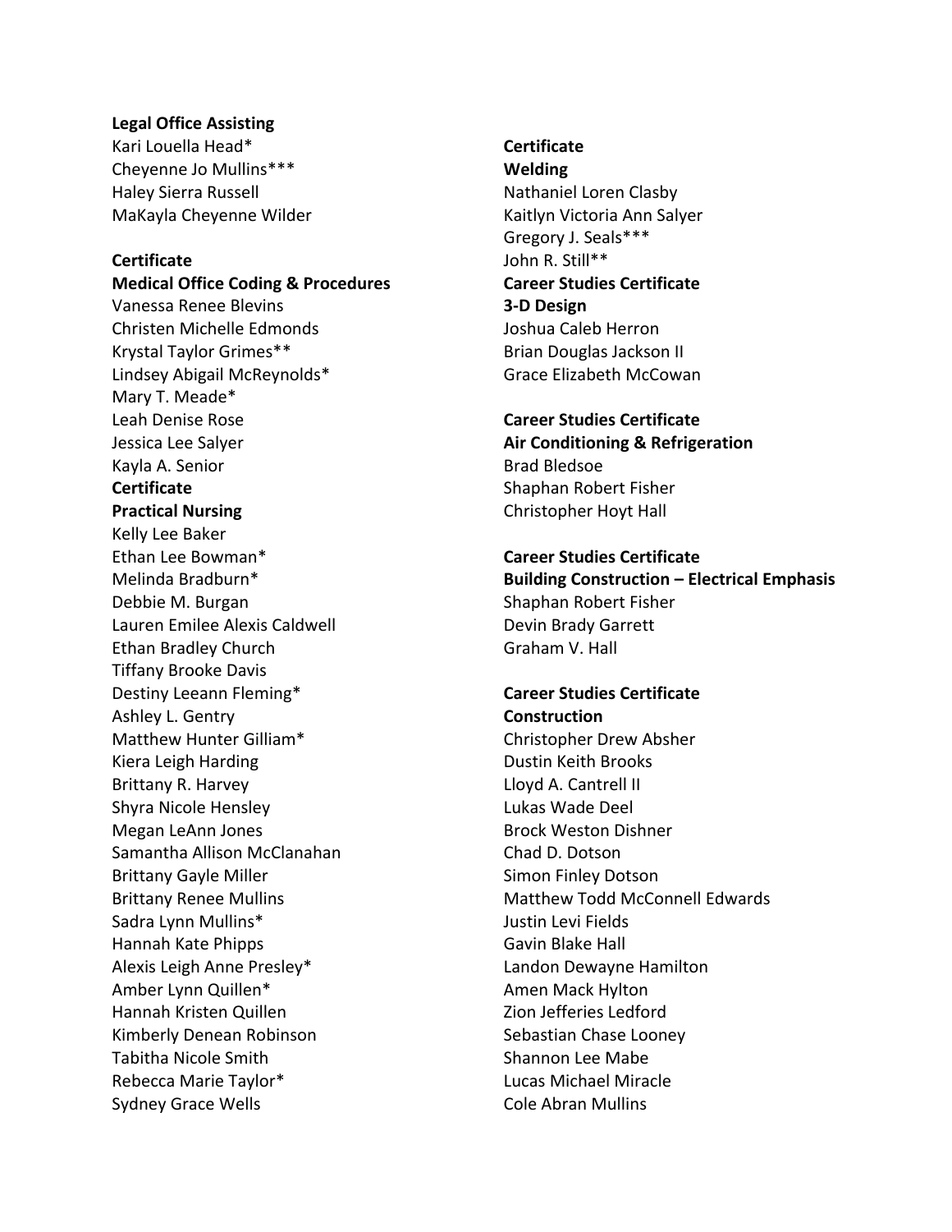**Legal Office Assisting**
Kari Louella Head*
Cheyenne Jo Mullins***
Haley Sierra Russell
MaKayla Cheyenne Wilder

**Certificate**
**Medical Office Coding & Procedures**
Vanessa Renee Blevins
Christen Michelle Edmonds
Krystal Taylor Grimes**
Lindsey Abigail McReynolds*
Mary T. Meade*
Leah Denise Rose
Jessica Lee Salyer
Kayla A. Senior

**Certificate**
**Practical Nursing**
Kelly Lee Baker
Ethan Lee Bowman*
Melinda Bradburn*
Debbie M. Burgan
Lauren Emilee Alexis Caldwell
Ethan Bradley Church
Tiffany Brooke Davis
Destiny Leeann Fleming*
Ashley L. Gentry
Matthew Hunter Gilliam*
Kiera Leigh Harding
Brittany R. Harvey
Shyra Nicole Hensley
Megan LeAnn Jones
Samantha Allison McClanahan
Brittany Gayle Miller
Brittany Renee Mullins
Sadra Lynn Mullins*
Hannah Kate Phipps
Alexis Leigh Anne Presley*
Amber Lynn Quillen*
Hannah Kristen Quillen
Kimberly Denean Robinson
Tabitha Nicole Smith
Rebecca Marie Taylor*
Sydney Grace Wells

**Certificate**
**Welding**
Nathaniel Loren Clasby
Kaitlyn Victoria Ann Salyer
Gregory J. Seals***
John R. Still**

**Career Studies Certificate**
**3-D Design**
Joshua Caleb Herron
Brian Douglas Jackson II
Grace Elizabeth McCowan

**Career Studies Certificate**
**Air Conditioning & Refrigeration**
Brad Bledsoe
Shaphan Robert Fisher
Christopher Hoyt Hall

**Career Studies Certificate**
**Building Construction – Electrical Emphasis**
Shaphan Robert Fisher
Devin Brady Garrett
Graham V. Hall

**Career Studies Certificate**
**Construction**
Christopher Drew Absher
Dustin Keith Brooks
Lloyd A. Cantrell II
Lukas Wade Deel
Brock Weston Dishner
Chad D. Dotson
Simon Finley Dotson
Matthew Todd McConnell Edwards
Justin Levi Fields
Gavin Blake Hall
Landon Dewayne Hamilton
Amen Mack Hylton
Zion Jefferies Ledford
Sebastian Chase Looney
Shannon Lee Mabe
Lucas Michael Miracle
Cole Abran Mullins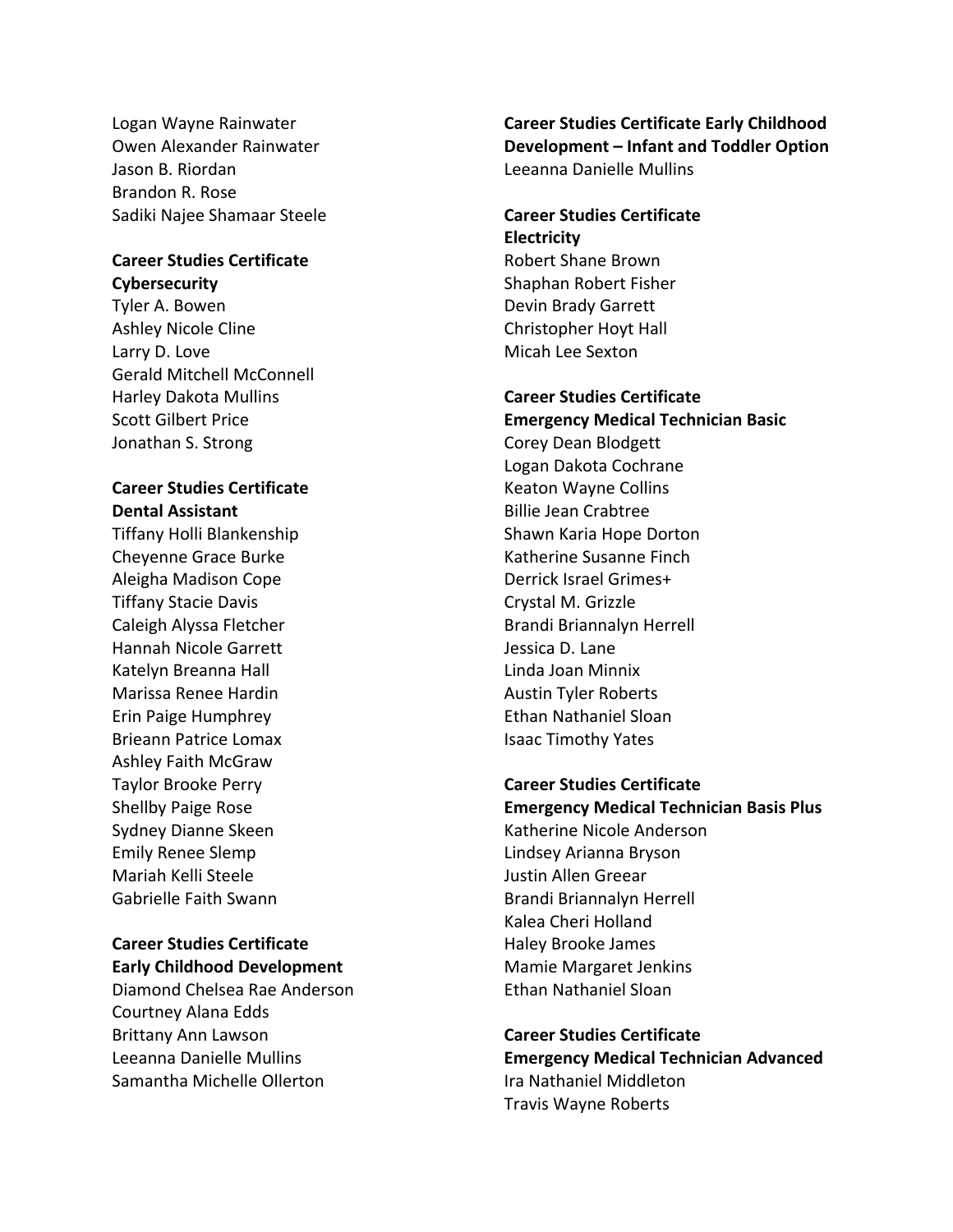Logan Wayne Rainwater
Owen Alexander Rainwater
Jason B. Riordan
Brandon R. Rose
Sadiki Najee Shamaar Steele

**Career Studies Certificate Cybersecurity**

Tyler A. Bowen
Ashley Nicole Cline
Larry D. Love
Gerald Mitchell McConnell
Harley Dakota Mullins
Scott Gilbert Price
Jonathan S. Strong

**Career Studies Certificate Dental Assistant**

Tiffany Holli Blankenship
Cheyenne Grace Burke
Aleigha Madison Cope
Tiffany Stacie Davis
Caleigh Alyssa Fletcher
Hannah Nicole Garrett
Katelyn Breanna Hall
Marissa Renee Hardin
Erin Paige Humphrey
Brieann Patrice Lomax
Ashley Faith McGraw
Taylor Brooke Perry
Shellby Paige Rose
Sydney Dianne Skeen
Emily Renee Slemp
Mariah Kelli Steele
Gabrielle Faith Swann

**Career Studies Certificate Early Childhood Development**

Diamond Chelsea Rae Anderson
Courtney Alana Edds
Brittany Ann Lawson
Leeanna Danielle Mullins
Samantha Michelle Ollerton

**Career Studies Certificate Early Childhood Development – Infant and Toddler Option**

Leeanna Danielle Mullins

**Career Studies Certificate Electricity**

Robert Shane Brown
Shaphan Robert Fisher
Devin Brady Garrett
Christopher Hoyt Hall
Micah Lee Sexton

**Career Studies Certificate Emergency Medical Technician Basic**

Corey Dean Blodgett
Logan Dakota Cochrane
Keaton Wayne Collins
Billie Jean Crabtree
Shawn Karia Hope Dorton
Katherine Susanne Finch
Derrick Israel Grimes+
Crystal M. Grizzle
Brandi Briannalyn Herrell
Jessica D. Lane
Linda Joan Minnix
Austin Tyler Roberts
Ethan Nathaniel Sloan
Isaac Timothy Yates

**Career Studies Certificate Emergency Medical Technician Basis Plus**

Katherine Nicole Anderson
Lindsey Arianna Bryson
Justin Allen Greear
Brandi Briannalyn Herrell
Kalea Cheri Holland
Haley Brooke James
Mamie Margaret Jenkins
Ethan Nathaniel Sloan

**Career Studies Certificate Emergency Medical Technician Advanced**

Ira Nathaniel Middleton
Travis Wayne Roberts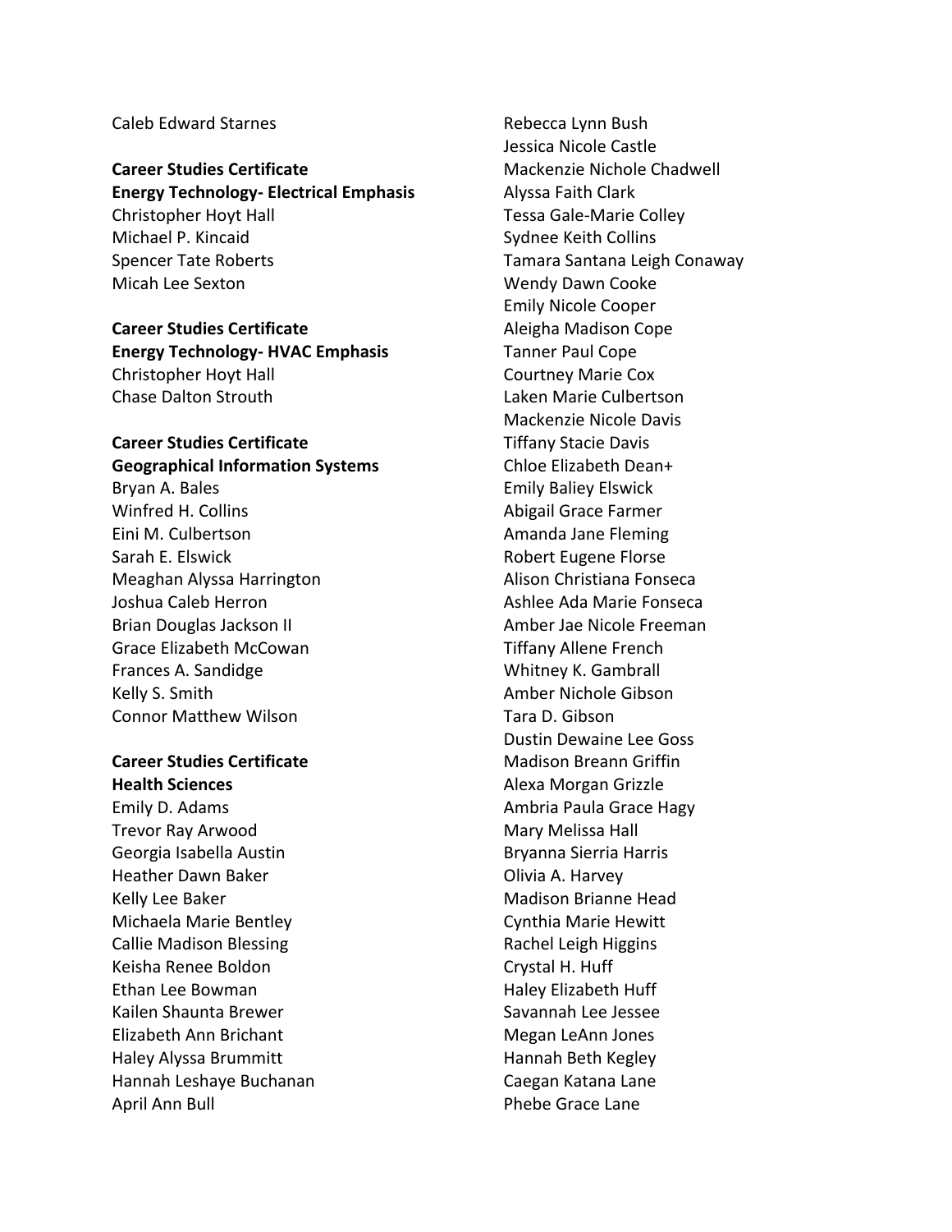Caleb Edward Starnes

**Career Studies Certificate**
**Energy Technology- Electrical Emphasis**

Christopher Hoyt Hall
Michael P. Kincaid
Spencer Tate Roberts
Micah Lee Sexton

**Career Studies Certificate**
**Energy Technology- HVAC Emphasis**

Christopher Hoyt Hall
Chase Dalton Strouth

**Career Studies Certificate**
**Geographical Information Systems**

Bryan A. Bales
Winfred H. Collins
Eini M. Culbertson
Sarah E. Elswick
Meaghan Alyssa Harrington
Joshua Caleb Herron
Brian Douglas Jackson II
Grace Elizabeth McCowan
Frances A. Sandidge
Kelly S. Smith
Connor Matthew Wilson

**Career Studies Certificate**
**Health Sciences**

Emily D. Adams
Trevor Ray Arwood
Georgia Isabella Austin
Heather Dawn Baker
Kelly Lee Baker
Michaela Marie Bentley
Callie Madison Blessing
Keisha Renee Boldon
Ethan Lee Bowman
Kailen Shaunta Brewer
Elizabeth Ann Brichant
Haley Alyssa Brummitt
Hannah Leshaye Buchanan
April Ann Bull
Rebecca Lynn Bush
Jessica Nicole Castle
Mackenzie Nichole Chadwell
Alyssa Faith Clark
Tessa Gale-Marie Colley
Sydnee Keith Collins
Tamara Santana Leigh Conaway
Wendy Dawn Cooke
Emily Nicole Cooper
Aleigha Madison Cope
Tanner Paul Cope
Courtney Marie Cox
Laken Marie Culbertson
Mackenzie Nicole Davis
Tiffany Stacie Davis
Chloe Elizabeth Dean+
Emily Baliey Elswick
Abigail Grace Farmer
Amanda Jane Fleming
Robert Eugene Florse
Alison Christiana Fonseca
Ashlee Ada Marie Fonseca
Amber Jae Nicole Freeman
Tiffany Allene French
Whitney K. Gambrall
Amber Nichole Gibson
Tara D. Gibson
Dustin Dewaine Lee Goss
Madison Breann Griffin
Alexa Morgan Grizzle
Ambria Paula Grace Hagy
Mary Melissa Hall
Bryanna Sierria Harris
Olivia A. Harvey
Madison Brianne Head
Cynthia Marie Hewitt
Rachel Leigh Higgins
Crystal H. Huff
Haley Elizabeth Huff
Savannah Lee Jessee
Megan LeAnn Jones
Hannah Beth Kegley
Caegan Katana Lane
Phebe Grace Lane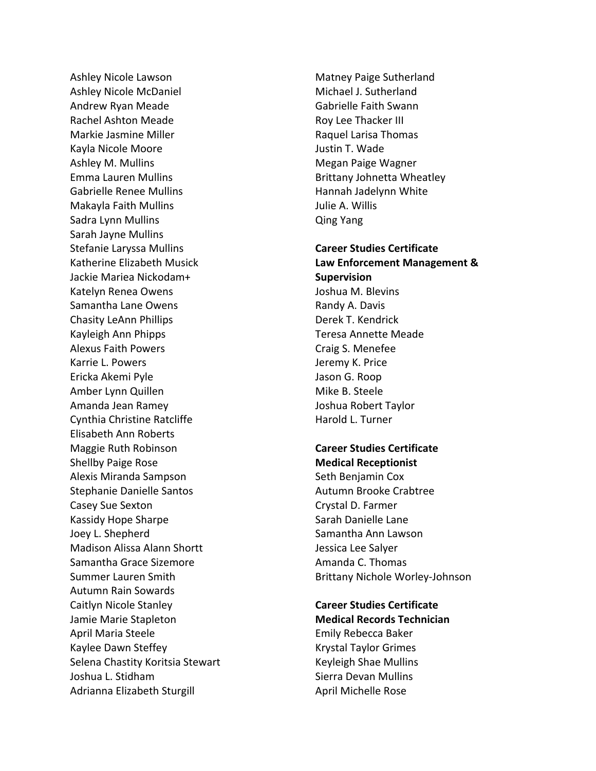Ashley Nicole Lawson
Ashley Nicole McDaniel
Andrew Ryan Meade
Rachel Ashton Meade
Markie Jasmine Miller
Kayla Nicole Moore
Ashley M. Mullins
Emma Lauren Mullins
Gabrielle Renee Mullins
Makayla Faith Mullins
Sadra Lynn Mullins
Sarah Jayne Mullins
Stefanie Laryssa Mullins
Katherine Elizabeth Musick
Jackie Mariea Nickodam+
Katelyn Renea Owens
Samantha Lane Owens
Chasity LeAnn Phillips
Kayleigh Ann Phipps
Alexus Faith Powers
Karrie L. Powers
Ericka Akemi Pyle
Amber Lynn Quillen
Amanda Jean Ramey
Cynthia Christine Ratcliffe
Elisabeth Ann Roberts
Maggie Ruth Robinson
Shellby Paige Rose
Alexis Miranda Sampson
Stephanie Danielle Santos
Casey Sue Sexton
Kassidy Hope Sharpe
Joey L. Shepherd
Madison Alissa Alann Shortt
Samantha Grace Sizemore
Summer Lauren Smith
Autumn Rain Sowards
Caitlyn Nicole Stanley
Jamie Marie Stapleton
April Maria Steele
Kaylee Dawn Steffey
Selena Chastity Koritsia Stewart
Joshua L. Stidham
Adrianna Elizabeth Sturgill
Matney Paige Sutherland
Michael J. Sutherland
Gabrielle Faith Swann
Roy Lee Thacker III
Raquel Larisa Thomas
Justin T. Wade
Megan Paige Wagner
Brittany Johnetta Wheatley
Hannah Jadelynn White
Julie A. Willis
Qing Yang

**Career Studies Certificate**
**Law Enforcement Management & Supervision**

Joshua M. Blevins
Randy A. Davis
Derek T. Kendrick
Teresa Annette Meade
Craig S. Menefee
Jeremy K. Price
Jason G. Roop
Mike B. Steele
Joshua Robert Taylor
Harold L. Turner

**Career Studies Certificate**
**Medical Receptionist**

Seth Benjamin Cox
Autumn Brooke Crabtree
Crystal D. Farmer
Sarah Danielle Lane
Samantha Ann Lawson
Jessica Lee Salyer
Amanda C. Thomas
Brittany Nichole Worley-Johnson

**Career Studies Certificate**
**Medical Records Technician**

Emily Rebecca Baker
Krystal Taylor Grimes
Keyleigh Shae Mullins
Sierra Devan Mullins
April Michelle Rose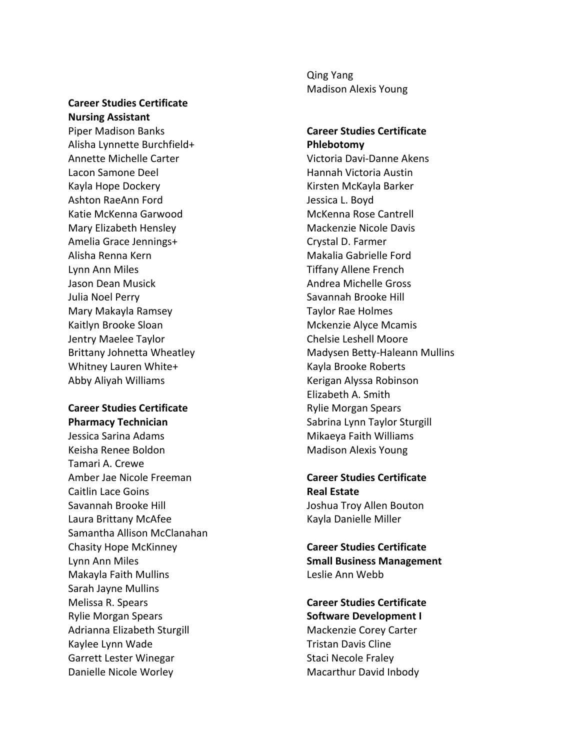**Career Studies Certificate**
**Nursing Assistant**

Piper Madison Banks
Alisha Lynnette Burchfield+
Annette Michelle Carter
Lacon Samone Deel
Kayla Hope Dockery
Ashton RaeAnn Ford
Katie McKenna Garwood
Mary Elizabeth Hensley
Amelia Grace Jennings+
Alisha Renna Kern
Lynn Ann Miles
Jason Dean Musick
Julia Noel Perry
Mary Makayla Ramsey
Kaitlyn Brooke Sloan
Jentry Maelee Taylor
Brittany Johnetta Wheatley
Whitney Lauren White+
Abby Aliyah Williams

**Career Studies Certificate**
**Pharmacy Technician**

Jessica Sarina Adams
Keisha Renee Boldon
Tamari A. Crewe
Amber Jae Nicole Freeman
Caitlin Lace Goins
Savannah Brooke Hill
Laura Brittany McAfee
Samantha Allison McClanahan
Chasity Hope McKinney
Lynn Ann Miles
Makayla Faith Mullins
Sarah Jayne Mullins
Melissa R. Spears
Rylie Morgan Spears
Adrianna Elizabeth Sturgill
Kaylee Lynn Wade
Garrett Lester Winegar
Danielle Nicole Worley
Qing Yang
Madison Alexis Young

**Career Studies Certificate**
**Phlebotomy**

Victoria Davi-Danne Akens
Hannah Victoria Austin
Kirsten McKayla Barker
Jessica L. Boyd
McKenna Rose Cantrell
Mackenzie Nicole Davis
Crystal D. Farmer
Makalia Gabrielle Ford
Tiffany Allene French
Andrea Michelle Gross
Savannah Brooke Hill
Taylor Rae Holmes
Mckenzie Alyce Mcamis
Chelsie Leshell Moore
Madysen Betty-Haleann Mullins
Kayla Brooke Roberts
Kerigan Alyssa Robinson
Elizabeth A. Smith
Rylie Morgan Spears
Sabrina Lynn Taylor Sturgill
Mikaeya Faith Williams
Madison Alexis Young

**Career Studies Certificate**
**Real Estate**

Joshua Troy Allen Bouton
Kayla Danielle Miller

**Career Studies Certificate**
**Small Business Management**

Leslie Ann Webb

**Career Studies Certificate**
**Software Development I**

Mackenzie Corey Carter
Tristan Davis Cline
Staci Necole Fraley
Macarthur David Inbody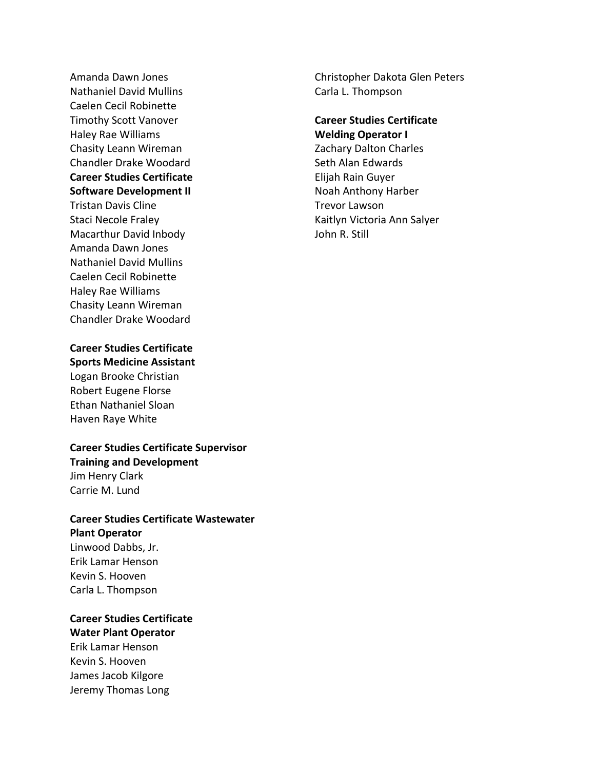Amanda Dawn Jones
Nathaniel David Mullins
Caelen Cecil Robinette
Timothy Scott Vanover
Haley Rae Williams
Chasity Leann Wireman
Chandler Drake Woodard

**Career Studies Certificate**
**Software Development II**

Tristan Davis Cline
Staci Necole Fraley
Macarthur David Inbody
Amanda Dawn Jones
Nathaniel David Mullins
Caelen Cecil Robinette
Haley Rae Williams
Chasity Leann Wireman
Chandler Drake Woodard

**Career Studies Certificate**
**Sports Medicine Assistant**

Logan Brooke Christian
Robert Eugene Florse
Ethan Nathaniel Sloan
Haven Raye White

**Career Studies Certificate Supervisor**
**Training and Development**

Jim Henry Clark
Carrie M. Lund

**Career Studies Certificate Wastewater**
**Plant Operator**

Linwood Dabbs, Jr.
Erik Lamar Henson
Kevin S. Hooven
Carla L. Thompson

**Career Studies Certificate**
**Water Plant Operator**

Erik Lamar Henson
Kevin S. Hooven
James Jacob Kilgore
Jeremy Thomas Long
Christopher Dakota Glen Peters
Carla L. Thompson

**Career Studies Certificate**
**Welding Operator I**

Zachary Dalton Charles
Seth Alan Edwards
Elijah Rain Guyer
Noah Anthony Harber
Trevor Lawson
Kaitlyn Victoria Ann Salyer
John R. Still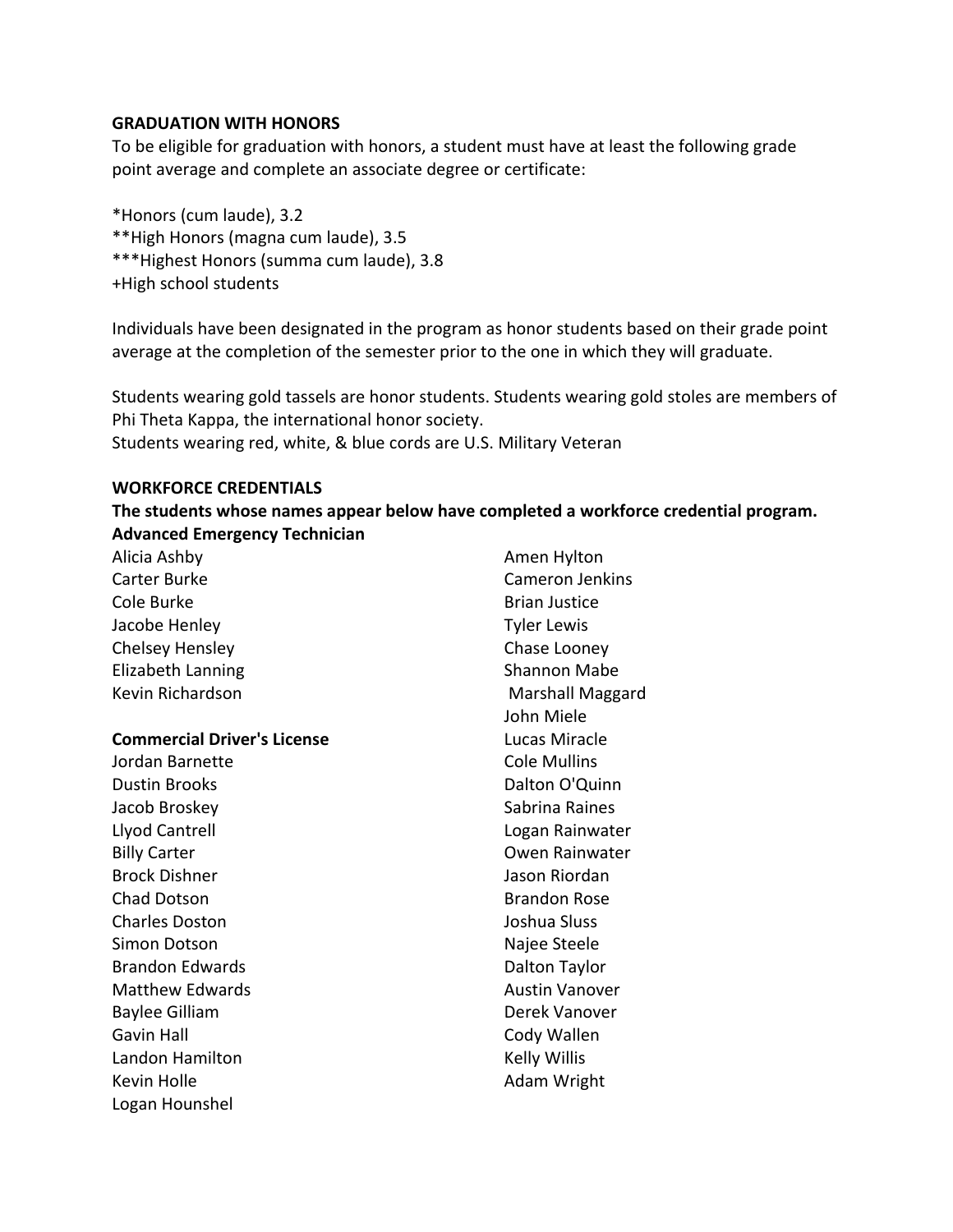**GRADUATION WITH HONORS**

To be eligible for graduation with honors, a student must have at least the following grade point average and complete an associate degree or certificate:

*Honors (cum laude), 3.2
**High Honors (magna cum laude), 3.5
***Highest Honors (summa cum laude), 3.8
+High school students

Individuals have been designated in the program as honor students based on their grade point average at the completion of the semester prior to the one in which they will graduate.

Students wearing gold tassels are honor students. Students wearing gold stoles are members of Phi Theta Kappa, the international honor society.
Students wearing red, white, & blue cords are U.S. Military Veteran

**WORKFORCE CREDENTIALS**

**The students whose names appear below have completed a workforce credential program.**

**Advanced Emergency Technician**

Alicia Ashby
Carter Burke
Cole Burke
Jacobe Henley
Chelsey Hensley
Elizabeth Lanning
Kevin Richardson

**Commercial Driver's License**

Jordan Barnette
Dustin Brooks
Jacob Broskey
Llyod Cantrell
Billy Carter
Brock Dishner
Chad Dotson
Charles Doston
Simon Dotson
Brandon Edwards
Matthew Edwards
Baylee Gilliam
Gavin Hall
Landon Hamilton
Kevin Holle
Logan Hounshel
Amen Hylton
Cameron Jenkins
Brian Justice
Tyler Lewis
Chase Looney
Shannon Mabe
Marshall Maggard
John Miele
Lucas Miracle
Cole Mullins
Dalton O'Quinn
Sabrina Raines
Logan Rainwater
Owen Rainwater
Jason Riordan
Brandon Rose
Joshua Sluss
Najee Steele
Dalton Taylor
Austin Vanover
Derek Vanover
Cody Wallen
Kelly Willis
Adam Wright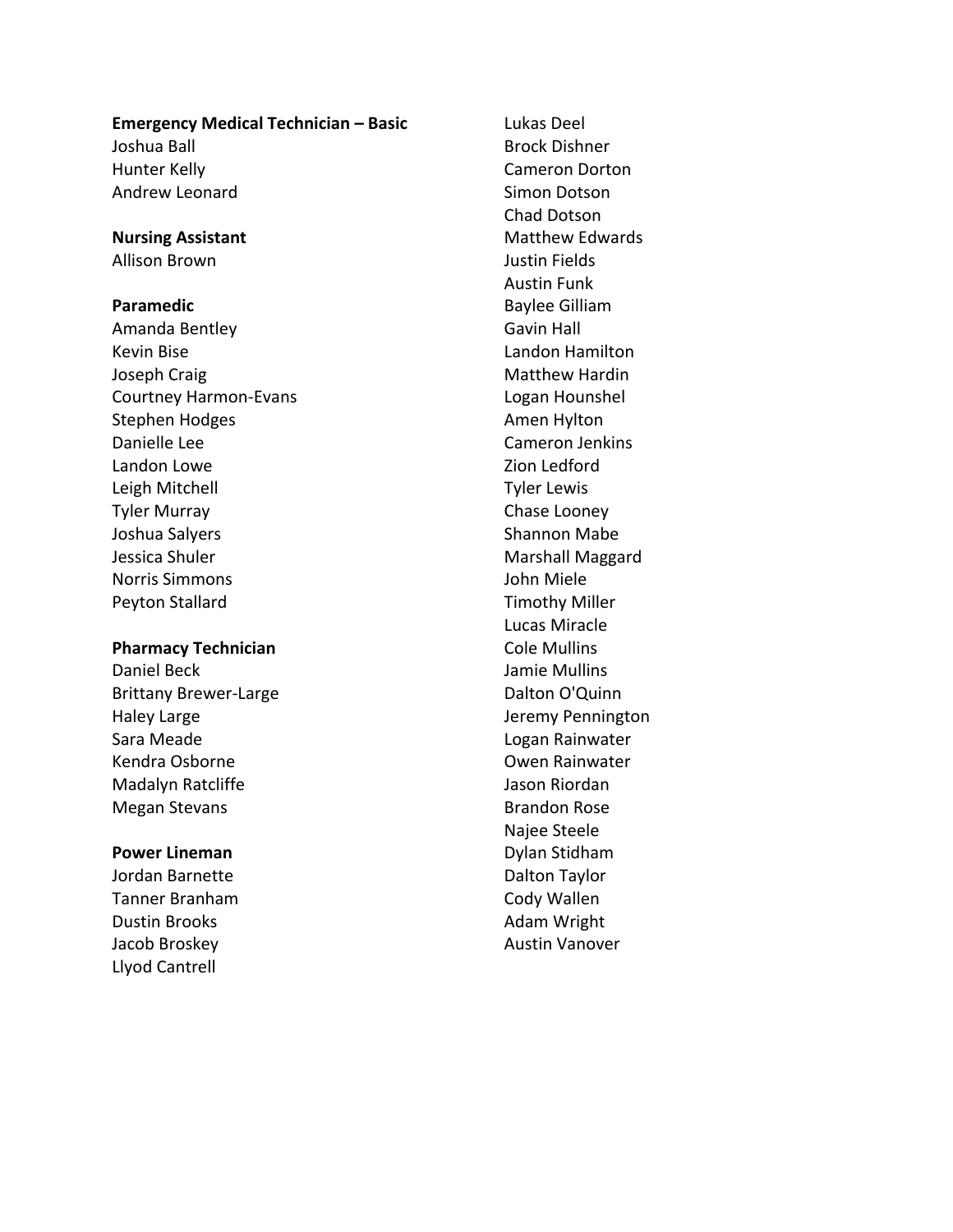**Emergency Medical Technician – Basic**

Joshua Ball
Hunter Kelly
Andrew Leonard

**Nursing Assistant**

Allison Brown

**Paramedic**

Amanda Bentley
Kevin Bise
Joseph Craig
Courtney Harmon-Evans
Stephen Hodges
Danielle Lee
Landon Lowe
Leigh Mitchell
Tyler Murray
Joshua Salyers
Jessica Shuler
Norris Simmons
Peyton Stallard

**Pharmacy Technician**

Daniel Beck
Brittany Brewer-Large
Haley Large
Sara Meade
Kendra Osborne
Madalyn Ratcliffe
Megan Stevans

**Power Lineman**

Jordan Barnette
Tanner Branham
Dustin Brooks
Jacob Broskey
Llyod Cantrell
Lukas Deel
Brock Dishner
Cameron Dorton
Simon Dotson
Chad Dotson
Matthew Edwards
Justin Fields
Austin Funk
Baylee Gilliam
Gavin Hall
Landon Hamilton
Matthew Hardin
Logan Hounshel
Amen Hylton
Cameron Jenkins
Zion Ledford
Tyler Lewis
Chase Looney
Shannon Mabe
Marshall Maggard
John Miele
Timothy Miller
Lucas Miracle
Cole Mullins
Jamie Mullins
Dalton O'Quinn
Jeremy Pennington
Logan Rainwater
Owen Rainwater
Jason Riordan
Brandon Rose
Najee Steele
Dylan Stidham
Dalton Taylor
Cody Wallen
Adam Wright
Austin Vanover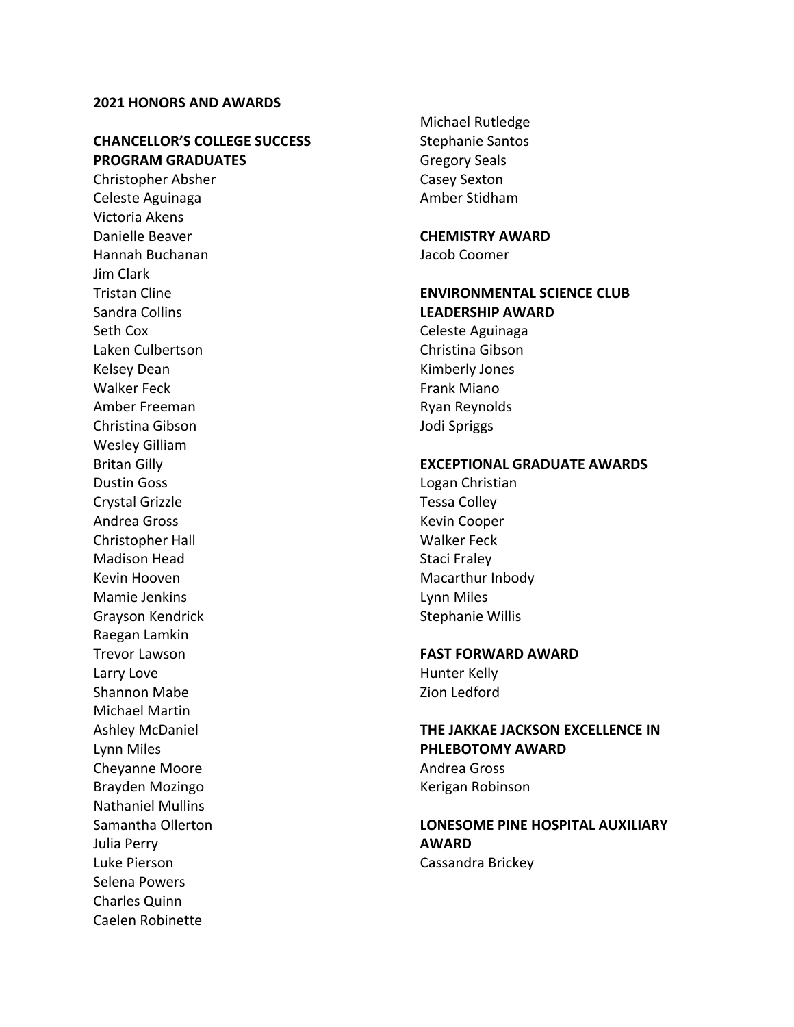**2021 HONORS AND AWARDS**

**CHANCELLOR'S COLLEGE SUCCESS PROGRAM GRADUATES**

Christopher Absher
Celeste Aguinaga
Victoria Akens
Danielle Beaver
Hannah Buchanan
Jim Clark
Tristan Cline
Sandra Collins
Seth Cox
Laken Culbertson
Kelsey Dean
Walker Feck
Amber Freeman
Christina Gibson
Wesley Gilliam
Britan Gilly
Dustin Goss
Crystal Grizzle
Andrea Gross
Christopher Hall
Madison Head
Kevin Hooven
Mamie Jenkins
Grayson Kendrick
Raegan Lamkin
Trevor Lawson
Larry Love
Shannon Mabe
Michael Martin
Ashley McDaniel
Lynn Miles
Cheyanne Moore
Brayden Mozingo
Nathaniel Mullins
Samantha Ollerton
Julia Perry
Luke Pierson
Selena Powers
Charles Quinn
Caelen Robinette
Michael Rutledge
Stephanie Santos
Gregory Seals
Casey Sexton
Amber Stidham

**CHEMISTRY AWARD**

Jacob Coomer

**ENVIRONMENTAL SCIENCE CLUB LEADERSHIP AWARD**

Celeste Aguinaga
Christina Gibson
Kimberly Jones
Frank Miano
Ryan Reynolds
Jodi Spriggs

**EXCEPTIONAL GRADUATE AWARDS**

Logan Christian
Tessa Colley
Kevin Cooper
Walker Feck
Staci Fraley
Macarthur Inbody
Lynn Miles
Stephanie Willis

**FAST FORWARD AWARD**

Hunter Kelly
Zion Ledford

**THE JAKKAE JACKSON EXCELLENCE IN PHLEBOTOMY AWARD**

Andrea Gross
Kerigan Robinson

**LONESOME PINE HOSPITAL AUXILIARY AWARD**

Cassandra Brickey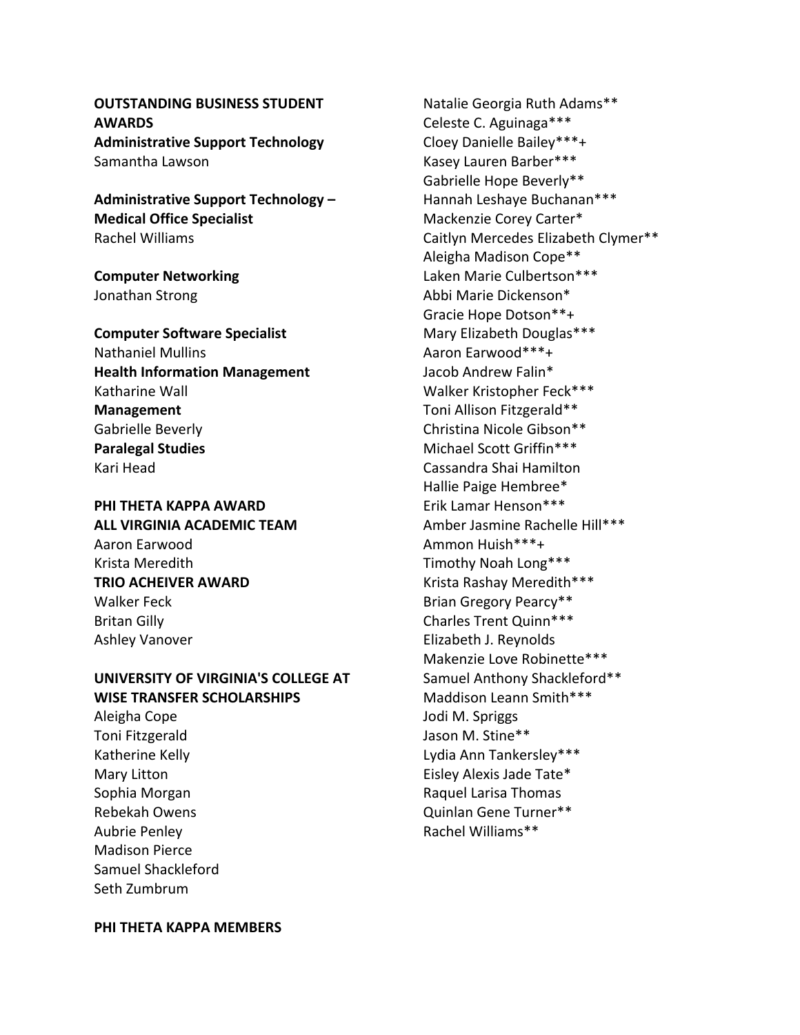**OUTSTANDING BUSINESS STUDENT AWARDS**

**Administrative Support Technology**
Samantha Lawson

**Administrative Support Technology – Medical Office Specialist**
Rachel Williams

**Computer Networking**
Jonathan Strong

**Computer Software Specialist**
Nathaniel Mullins

**Health Information Management**
Katharine Wall

**Management**
Gabrielle Beverly

**Paralegal Studies**
Kari Head

**PHI THETA KAPPA AWARD**

**ALL VIRGINIA ACADEMIC TEAM**
Aaron Earwood
Krista Meredith

**TRIO ACHEIVER AWARD**
Walker Feck
Britan Gilly
Ashley Vanover

**UNIVERSITY OF VIRGINIA'S COLLEGE AT WISE TRANSFER SCHOLARSHIPS**
Aleigha Cope
Toni Fitzgerald
Katherine Kelly
Mary Litton
Sophia Morgan
Rebekah Owens
Aubrie Penley
Madison Pierce
Samuel Shackleford
Seth Zumbrum

**PHI THETA KAPPA MEMBERS**

Natalie Georgia Ruth Adams**
Celeste C. Aguinaga***
Cloey Danielle Bailey***+
Kasey Lauren Barber***
Gabrielle Hope Beverly**
Hannah Leshaye Buchanan***
Mackenzie Corey Carter*
Caitlyn Mercedes Elizabeth Clymer**
Aleigha Madison Cope**
Laken Marie Culbertson***
Abbi Marie Dickenson*
Gracie Hope Dotson**+
Mary Elizabeth Douglas***
Aaron Earwood***+
Jacob Andrew Falin*
Walker Kristopher Feck***
Toni Allison Fitzgerald**
Christina Nicole Gibson**
Michael Scott Griffin***
Cassandra Shai Hamilton
Hallie Paige Hembree*
Erik Lamar Henson***
Amber Jasmine Rachelle Hill***
Ammon Huish***+
Timothy Noah Long***
Krista Rashay Meredith***
Brian Gregory Pearcy**
Charles Trent Quinn***
Elizabeth J. Reynolds
Makenzie Love Robinette***
Samuel Anthony Shackleford**
Maddison Leann Smith***
Jodi M. Spriggs
Jason M. Stine**
Lydia Ann Tankersley***
Eisley Alexis Jade Tate*
Raquel Larisa Thomas
Quinlan Gene Turner**
Rachel Williams**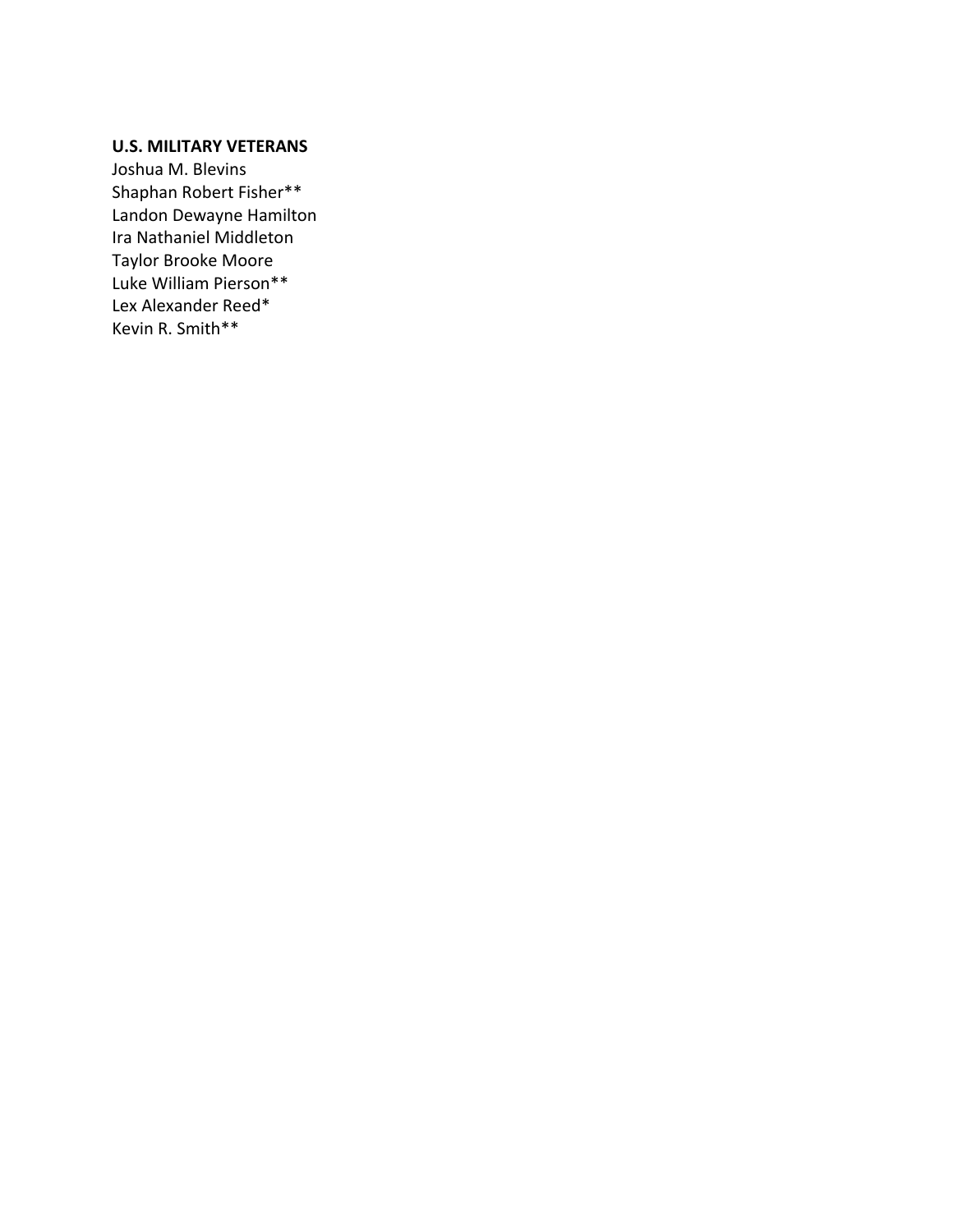**U.S. MILITARY VETERANS**

Joshua M. Blevins
Shaphan Robert Fisher**
Landon Dewayne Hamilton
Ira Nathaniel Middleton
Taylor Brooke Moore
Luke William Pierson**
Lex Alexander Reed*
Kevin R. Smith**